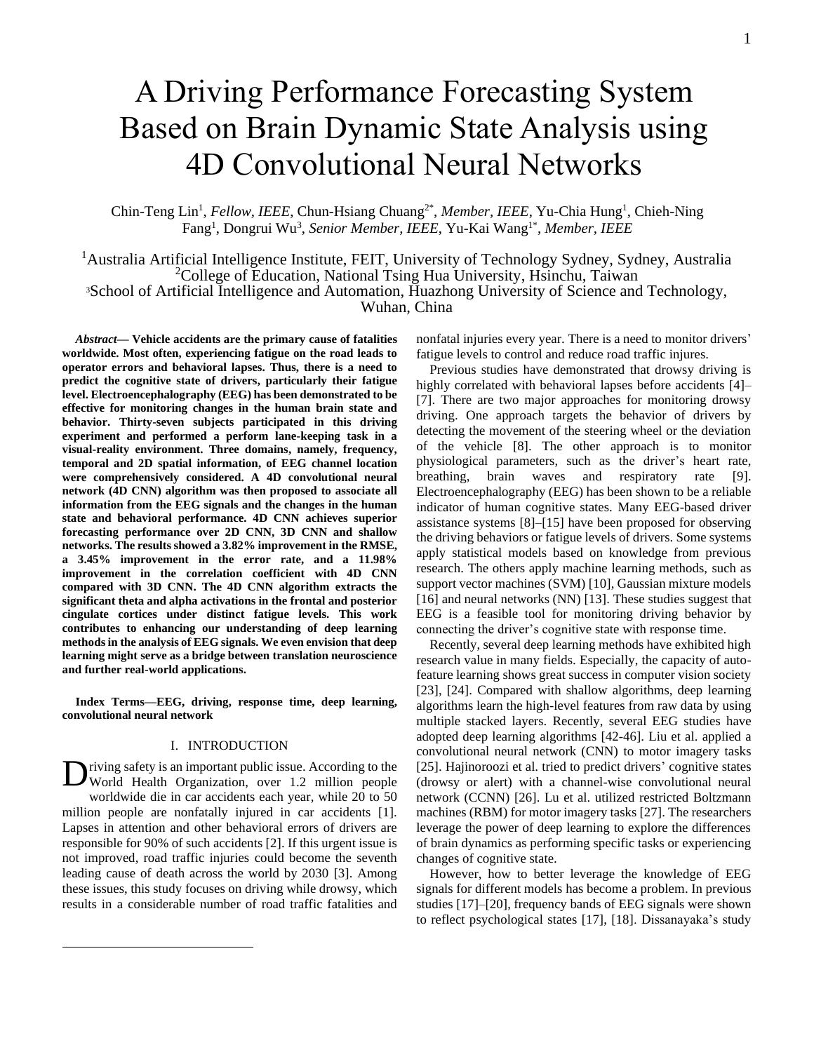# A Driving Performance Forecasting System Based on Brain Dynamic State Analysis using 4D Convolutional Neural Networks

Chin-Teng Lin[1], *Fellow, IEEE,* Chun-Hsiang Chuang[2*], *Member, IEEE,* Yu-Chia Hung[1], Chieh-Ning Fang[1], Dongrui Wu[3], *Senior Member, IEEE,* Yu-Kai Wang[1*], *Member, IEEE*

[1]Australia Artificial Intelligence Institute, FEIT, University of Technology Sydney, Sydney, Australia
[2]College of Education, National Tsing Hua University, Hsinchu, Taiwan
[3]School of Artificial Intelligence and Automation, Huazhong University of Science and Technology, Wuhan, China

***Abstract*— Vehicle accidents are the primary cause of fatalities worldwide. Most often, experiencing fatigue on the road leads to operator errors and behavioral lapses. Thus, there is a need to predict the cognitive state of drivers, particularly their fatigue level. Electroencephalography (EEG) has been demonstrated to be effective for monitoring changes in the human brain state and behavior. Thirty-seven subjects participated in this driving experiment and performed a perform lane-keeping task in a visual-reality environment. Three domains, namely, frequency, temporal and 2D spatial information, of EEG channel location were comprehensively considered. A 4D convolutional neural network (4D CNN) algorithm was then proposed to associate all information from the EEG signals and the changes in the human state and behavioral performance. 4D CNN achieves superior forecasting performance over 2D CNN, 3D CNN and shallow networks. The results showed a 3.82% improvement in the RMSE, a 3.45% improvement in the error rate, and a 11.98% improvement in the correlation coefficient with 4D CNN compared with 3D CNN. The 4D CNN algorithm extracts the significant theta and alpha activations in the frontal and posterior cingulate cortices under distinct fatigue levels. This work contributes to enhancing our understanding of deep learning methods in the analysis of EEG signals. We even envision that deep learning might serve as a bridge between translation neuroscience and further real-world applications.**

**Index Terms—EEG, driving, response time, deep learning, convolutional neural network**

## I. INTRODUCTION

Driving safety is an important public issue. According to the World Health Organization, over 1.2 million people worldwide die in car accidents each year, while 20 to 50 million people are nonfatally injured in car accidents [1]. Lapses in attention and other behavioral errors of drivers are responsible for 90% of such accidents [2]. If this urgent issue is not improved, road traffic injuries could become the seventh leading cause of death across the world by 2030 [3]. Among these issues, this study focuses on driving while drowsy, which results in a considerable number of road traffic fatalities and nonfatal injuries every year. There is a need to monitor drivers' fatigue levels to control and reduce road traffic injures.

Previous studies have demonstrated that drowsy driving is highly correlated with behavioral lapses before accidents [4]–[7]. There are two major approaches for monitoring drowsy driving. One approach targets the behavior of drivers by detecting the movement of the steering wheel or the deviation of the vehicle [8]. The other approach is to monitor physiological parameters, such as the driver's heart rate, breathing, brain waves and respiratory rate [9]. Electroencephalography (EEG) has been shown to be a reliable indicator of human cognitive states. Many EEG-based driver assistance systems [8]–[15] have been proposed for observing the driving behaviors or fatigue levels of drivers. Some systems apply statistical models based on knowledge from previous research. The others apply machine learning methods, such as support vector machines (SVM) [10], Gaussian mixture models [16] and neural networks (NN) [13]. These studies suggest that EEG is a feasible tool for monitoring driving behavior by connecting the driver's cognitive state with response time.

Recently, several deep learning methods have exhibited high research value in many fields. Especially, the capacity of auto-feature learning shows great success in computer vision society [23], [24]. Compared with shallow algorithms, deep learning algorithms learn the high-level features from raw data by using multiple stacked layers. Recently, several EEG studies have adopted deep learning algorithms [42-46]. Liu et al. applied a convolutional neural network (CNN) to motor imagery tasks [25]. Hajinoroozi et al. tried to predict drivers' cognitive states (drowsy or alert) with a channel-wise convolutional neural network (CCNN) [26]. Lu et al. utilized restricted Boltzmann machines (RBM) for motor imagery tasks [27]. The researchers leverage the power of deep learning to explore the differences of brain dynamics as performing specific tasks or experiencing changes of cognitive state.

However, how to better leverage the knowledge of EEG signals for different models has become a problem. In previous studies [17]–[20], frequency bands of EEG signals were shown to reflect psychological states [17], [18]. Dissanayaka's study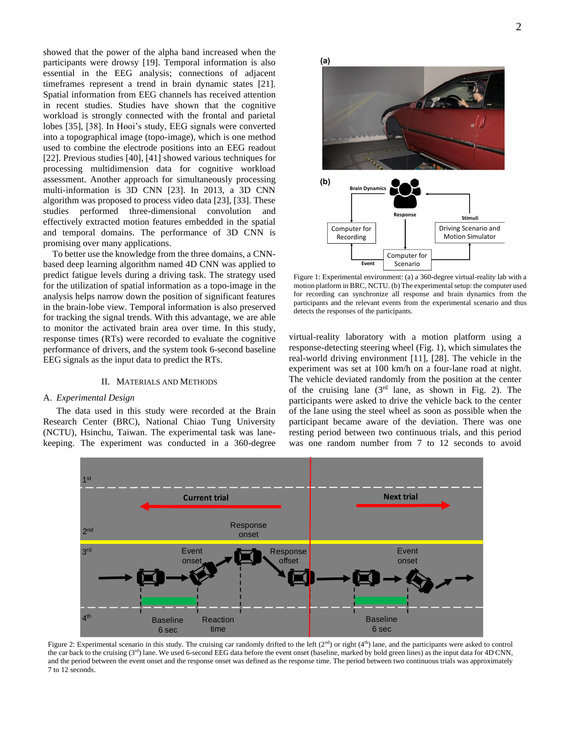showed that the power of the alpha band increased when the participants were drowsy [19]. Temporal information is also essential in the EEG analysis; connections of adjacent timeframes represent a trend in brain dynamic states [21]. Spatial information from EEG channels has received attention in recent studies. Studies have shown that the cognitive workload is strongly connected with the frontal and parietal lobes [35], [38]. In Hooi's study, EEG signals were converted into a topographical image (topo-image), which is one method used to combine the electrode positions into an EEG readout [22]. Previous studies [40], [41] showed various techniques for processing multidimension data for cognitive workload assessment. Another approach for simultaneously processing multi-information is 3D CNN [23]. In 2013, a 3D CNN algorithm was proposed to process video data [23], [33]. These studies performed three-dimensional convolution and effectively extracted motion features embedded in the spatial and temporal domains. The performance of 3D CNN is promising over many applications.

To better use the knowledge from the three domains, a CNN-based deep learning algorithm named 4D CNN was applied to predict fatigue levels during a driving task. The strategy used for the utilization of spatial information as a topo-image in the analysis helps narrow down the position of significant features in the brain-lobe view. Temporal information is also preserved for tracking the signal trends. With this advantage, we are able to monitor the activated brain area over time. In this study, response times (RTs) were recorded to evaluate the cognitive performance of drivers, and the system took 6-second baseline EEG signals as the input data to predict the RTs.

## II. Materials and Methods

### A. *Experimental Design*

The data used in this study were recorded at the Brain Research Center (BRC), National Chiao Tung University (NCTU), Hsinchu, Taiwan. The experimental task was lane-keeping. The experiment was conducted in a 360-degree virtual-reality laboratory with a motion platform using a response-detecting steering wheel (Fig. 1), which simulates the real-world driving environment [11], [28]. The vehicle in the experiment was set at 100 km/h on a four-lane road at night. The vehicle deviated randomly from the position at the center of the cruising lane (3rd lane, as shown in Fig. 2). The participants were asked to drive the vehicle back to the center of the lane using the steel wheel as soon as possible when the participant became aware of the deviation. There was one resting period between two continuous trials, and this period was one random number from 7 to 12 seconds to avoid

Figure 1: Experimental environment: (a) a 360-degree virtual-reality lab with a motion platform in BRC, NCTU. (b) The experimental setup: the computer used for recording can synchronize all response and brain dynamics from the participants and the relevant events from the experimental scenario and thus detects the responses of the participants.

Figure 2: Experimental scenario in this study. The cruising car randomly drifted to the left (2nd) or right (4th) lane, and the participants were asked to control the car back to the cruising (3rd) lane. We used 6-second EEG data before the event onset (baseline, marked by bold green lines) as the input data for 4D CNN, and the period between the event onset and the response onset was defined as the response time. The period between two continuous trials was approximately 7 to 12 seconds.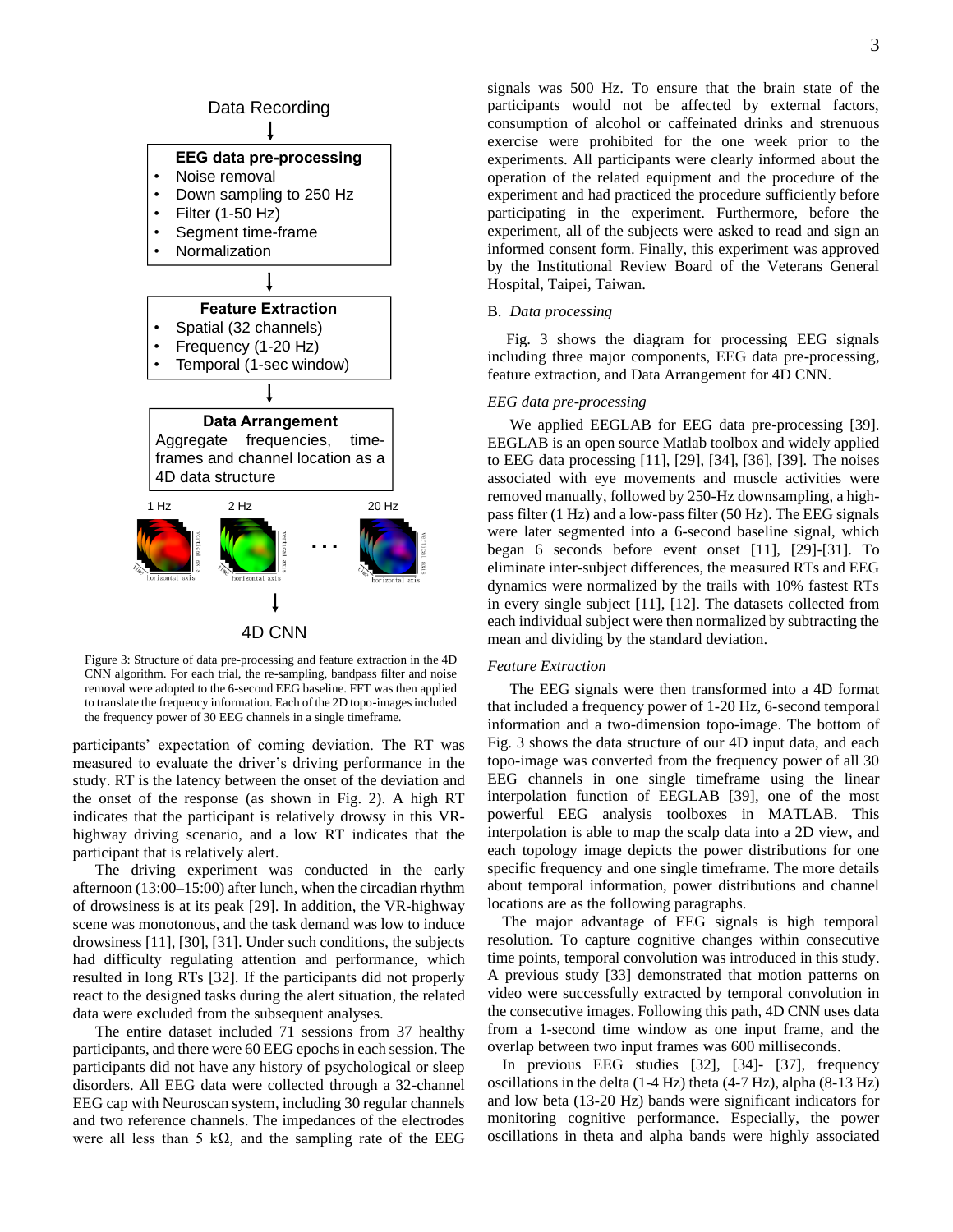Data Recording

**EEG data pre-processing**
- Noise removal
- Down sampling to 250 Hz
- Filter (1-50 Hz)
- Segment time-frame
- Normalization

**Feature Extraction**
- Spatial (32 channels)
- Frequency (1-20 Hz)
- Temporal (1-sec window)

**Data Arrangement**
Aggregate frequencies, time-frames and channel location as a 4D data structure

1 Hz, 2 Hz, … 20 Hz

4D CNN

Figure 3: Structure of data pre-processing and feature extraction in the 4D CNN algorithm. For each trial, the re-sampling, bandpass filter and noise removal were adopted to the 6-second EEG baseline. FFT was then applied to translate the frequency information. Each of the 2D topo-images included the frequency power of 30 EEG channels in a single timeframe.

participants' expectation of coming deviation. The RT was measured to evaluate the driver's driving performance in the study. RT is the latency between the onset of the deviation and the onset of the response (as shown in Fig. 2). A high RT indicates that the participant is relatively drowsy in this VR-highway driving scenario, and a low RT indicates that the participant that is relatively alert.

The driving experiment was conducted in the early afternoon (13:00–15:00) after lunch, when the circadian rhythm of drowsiness is at its peak [29]. In addition, the VR-highway scene was monotonous, and the task demand was low to induce drowsiness [11], [30], [31]. Under such conditions, the subjects had difficulty regulating attention and performance, which resulted in long RTs [32]. If the participants did not properly react to the designed tasks during the alert situation, the related data were excluded from the subsequent analyses.

The entire dataset included 71 sessions from 37 healthy participants, and there were 60 EEG epochs in each session. The participants did not have any history of psychological or sleep disorders. All EEG data were collected through a 32-channel EEG cap with Neuroscan system, including 30 regular channels and two reference channels. The impedances of the electrodes were all less than 5 kΩ, and the sampling rate of the EEG signals was 500 Hz. To ensure that the brain state of the participants would not be affected by external factors, consumption of alcohol or caffeinated drinks and strenuous exercise were prohibited for the one week prior to the experiments. All participants were clearly informed about the operation of the related equipment and the procedure of the experiment and had practiced the procedure sufficiently before participating in the experiment. Furthermore, before the experiment, all of the subjects were asked to read and sign an informed consent form. Finally, this experiment was approved by the Institutional Review Board of the Veterans General Hospital, Taipei, Taiwan.

## B. *Data processing*

Fig. 3 shows the diagram for processing EEG signals including three major components, EEG data pre-processing, feature extraction, and Data Arrangement for 4D CNN.

### *EEG data pre-processing*

We applied EEGLAB for EEG data pre-processing [39]. EEGLAB is an open source Matlab toolbox and widely applied to EEG data processing [11], [29], [34], [36], [39]. The noises associated with eye movements and muscle activities were removed manually, followed by 250-Hz downsampling, a high-pass filter (1 Hz) and a low-pass filter (50 Hz). The EEG signals were later segmented into a 6-second baseline signal, which began 6 seconds before event onset [11], [29]-[31]. To eliminate inter-subject differences, the measured RTs and EEG dynamics were normalized by the trails with 10% fastest RTs in every single subject [11], [12]. The datasets collected from each individual subject were then normalized by subtracting the mean and dividing by the standard deviation.

### *Feature Extraction*

The EEG signals were then transformed into a 4D format that included a frequency power of 1-20 Hz, 6-second temporal information and a two-dimension topo-image. The bottom of Fig. 3 shows the data structure of our 4D input data, and each topo-image was converted from the frequency power of all 30 EEG channels in one single timeframe using the linear interpolation function of EEGLAB [39], one of the most powerful EEG analysis toolboxes in MATLAB. This interpolation is able to map the scalp data into a 2D view, and each topology image depicts the power distributions for one specific frequency and one single timeframe. The more details about temporal information, power distributions and channel locations are as the following paragraphs.

The major advantage of EEG signals is high temporal resolution. To capture cognitive changes within consecutive time points, temporal convolution was introduced in this study. A previous study [33] demonstrated that motion patterns on video were successfully extracted by temporal convolution in the consecutive images. Following this path, 4D CNN uses data from a 1-second time window as one input frame, and the overlap between two input frames was 600 milliseconds.

In previous EEG studies [32], [34]- [37], frequency oscillations in the delta (1-4 Hz) theta (4-7 Hz), alpha (8-13 Hz) and low beta (13-20 Hz) bands were significant indicators for monitoring cognitive performance. Especially, the power oscillations in theta and alpha bands were highly associated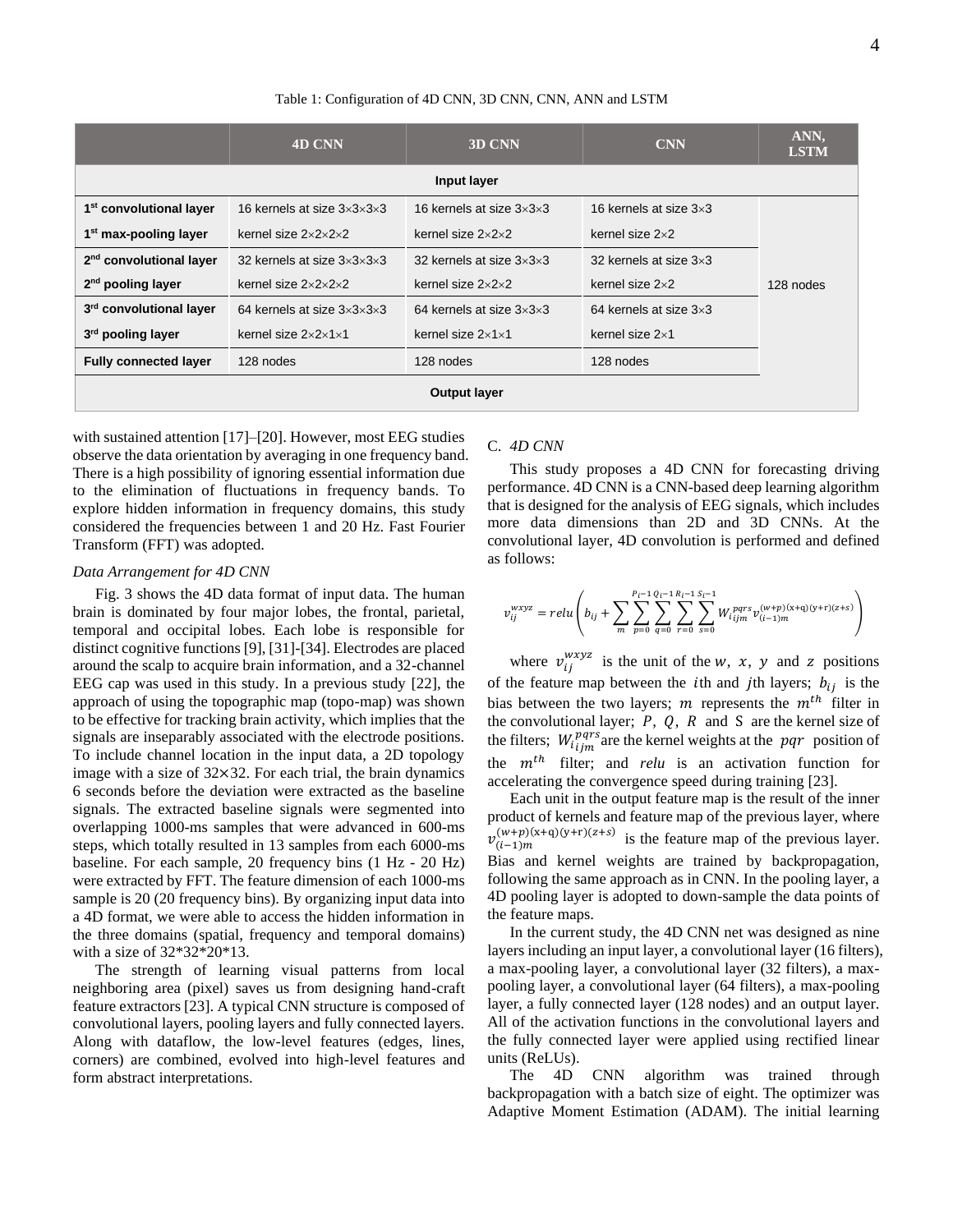Table 1: Configuration of 4D CNN, 3D CNN, CNN, ANN and LSTM

| | 4D CNN | 3D CNN | CNN | ANN, LSTM |
|---|---|---|---|---|
| **Input layer** | | | | |
| **1st convolutional layer** | 16 kernels at size 3×3×3×3 | 16 kernels at size 3×3×3 | 16 kernels at size 3×3 | 128 nodes |
| **1st max-pooling layer** | kernel size 2×2×2×2 | kernel size 2×2×2 | kernel size 2×2 | |
| **2nd convolutional layer** | 32 kernels at size 3×3×3×3 | 32 kernels at size 3×3×3 | 32 kernels at size 3×3 | |
| **2nd pooling layer** | kernel size 2×2×2×2 | kernel size 2×2×2 | kernel size 2×2 | |
| **3rd convolutional layer** | 64 kernels at size 3×3×3×3 | 64 kernels at size 3×3×3 | 64 kernels at size 3×3 | |
| **3rd pooling layer** | kernel size 2×2×1×1 | kernel size 2×1×1 | kernel size 2×1 | |
| **Fully connected layer** | 128 nodes | 128 nodes | 128 nodes | |
| **Output layer** | | | | |

with sustained attention [17]–[20]. However, most EEG studies observe the data orientation by averaging in one frequency band. There is a high possibility of ignoring essential information due to the elimination of fluctuations in frequency bands. To explore hidden information in frequency domains, this study considered the frequencies between 1 and 20 Hz. Fast Fourier Transform (FFT) was adopted.

*Data Arrangement for 4D CNN*

Fig. 3 shows the 4D data format of input data. The human brain is dominated by four major lobes, the frontal, parietal, temporal and occipital lobes. Each lobe is responsible for distinct cognitive functions [9], [31]-[34]. Electrodes are placed around the scalp to acquire brain information, and a 32-channel EEG cap was used in this study. In a previous study [22], the approach of using the topographic map (topo-map) was shown to be effective for tracking brain activity, which implies that the signals are inseparably associated with the electrode positions. To include channel location in the input data, a 2D topology image with a size of 32×32. For each trial, the brain dynamics 6 seconds before the deviation were extracted as the baseline signals. The extracted baseline signals were segmented into overlapping 1000-ms samples that were advanced in 600-ms steps, which totally resulted in 13 samples from each 6000-ms baseline. For each sample, 20 frequency bins (1 Hz - 20 Hz) were extracted by FFT. The feature dimension of each 1000-ms sample is 20 (20 frequency bins). By organizing input data into a 4D format, we were able to access the hidden information in the three domains (spatial, frequency and temporal domains) with a size of 32\*32\*20\*13.

The strength of learning visual patterns from local neighboring area (pixel) saves us from designing hand-craft feature extractors [23]. A typical CNN structure is composed of convolutional layers, pooling layers and fully connected layers. Along with dataflow, the low-level features (edges, lines, corners) are combined, evolved into high-level features and form abstract interpretations.

### C. *4D CNN*

This study proposes a 4D CNN for forecasting driving performance. 4D CNN is a CNN-based deep learning algorithm that is designed for the analysis of EEG signals, which includes more data dimensions than 2D and 3D CNNs. At the convolutional layer, 4D convolution is performed and defined as follows:

$$v_{ij}^{wxyz} = relu\left(b_{ij} + \sum_{m}\sum_{p=0}^{P_i-1}\sum_{q=0}^{Q_i-1}\sum_{r=0}^{R_i-1}\sum_{s=0}^{S_i-1} W_{ijm}^{pqrs} v_{(i-1)m}^{(w+p)(x+q)(y+r)(z+s)}\right)$$

where $v_{ij}^{wxyz}$ is the unit of the $w$, $x$, $y$ and $z$ positions of the feature map between the $i$th and $j$th layers; $b_{ij}$ is the bias between the two layers; $m$ represents the $m^{th}$ filter in the convolutional layer; $P$, $Q$, $R$ and $S$ are the kernel size of the filters; $W_{ijm}^{pqrs}$ are the kernel weights at the $pqr$ position of the $m^{th}$ filter; and $relu$ is an activation function for accelerating the convergence speed during training [23].

Each unit in the output feature map is the result of the inner product of kernels and feature map of the previous layer, where $v_{(i-1)m}^{(w+p)(x+q)(y+r)(z+s)}$ is the feature map of the previous layer. Bias and kernel weights are trained by backpropagation, following the same approach as in CNN. In the pooling layer, a 4D pooling layer is adopted to down-sample the data points of the feature maps.

In the current study, the 4D CNN net was designed as nine layers including an input layer, a convolutional layer (16 filters), a max-pooling layer, a convolutional layer (32 filters), a max-pooling layer, a convolutional layer (64 filters), a max-pooling layer, a fully connected layer (128 nodes) and an output layer. All of the activation functions in the convolutional layers and the fully connected layer were applied using rectified linear units (ReLUs).

The 4D CNN algorithm was trained through backpropagation with a batch size of eight. The optimizer was Adaptive Moment Estimation (ADAM). The initial learning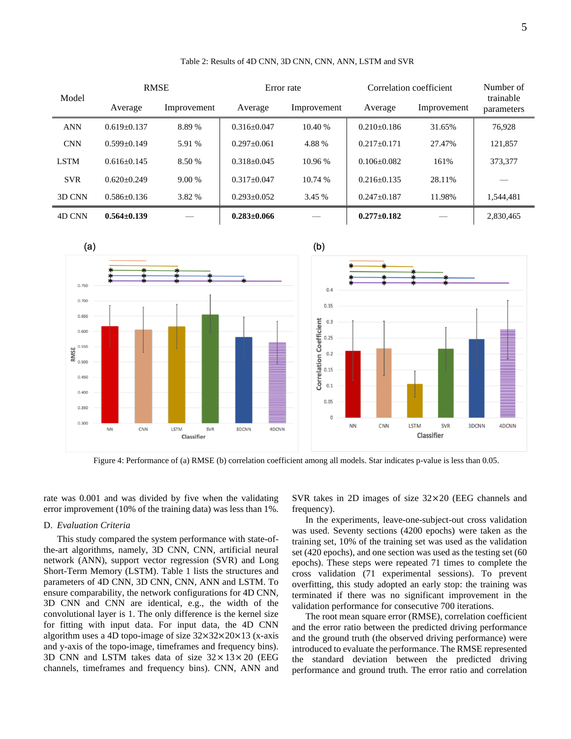Table 2: Results of 4D CNN, 3D CNN, CNN, ANN, LSTM and SVR

| Model | RMSE | | Error rate | | Correlation coefficient | | Number of trainable parameters |
|---|---|---|---|---|---|---|---|
| | Average | Improvement | Average | Improvement | Average | Improvement | |
| ANN | 0.619±0.137 | 8.89 % | 0.316±0.047 | 10.40 % | 0.210±0.186 | 31.65% | 76,928 |
| CNN | 0.599±0.149 | 5.91 % | 0.297±0.061 | 4.88 % | 0.217±0.171 | 27.47% | 121,857 |
| LSTM | 0.616±0.145 | 8.50 % | 0.318±0.045 | 10.96 % | 0.106±0.082 | 161% | 373,377 |
| SVR | 0.620±0.249 | 9.00 % | 0.317±0.047 | 10.74 % | 0.216±0.135 | 28.11% | — |
| 3D CNN | 0.586±0.136 | 3.82 % | 0.293±0.052 | 3.45 % | 0.247±0.187 | 11.98% | 1,544,481 |
| 4D CNN | **0.564±0.139** | — | **0.283±0.066** | — | **0.277±0.182** | — | 2,830,465 |

Figure 4: Performance of (a) RMSE (b) correlation coefficient among all models. Star indicates p-value is less than 0.05.

rate was 0.001 and was divided by five when the validating error improvement (10% of the training data) was less than 1%.

### D. *Evaluation Criteria*

This study compared the system performance with state-of-the-art algorithms, namely, 3D CNN, CNN, artificial neural network (ANN), support vector regression (SVR) and Long Short-Term Memory (LSTM). Table 1 lists the structures and parameters of 4D CNN, 3D CNN, CNN, ANN and LSTM. To ensure comparability, the network configurations for 4D CNN, 3D CNN and CNN are identical, e.g., the width of the convolutional layer is 1. The only difference is the kernel size for fitting with input data. For input data, the 4D CNN algorithm uses a 4D topo-image of size 32×32×20×13 (x-axis and y-axis of the topo-image, timeframes and frequency bins). 3D CNN and LSTM takes data of size 32×13×20 (EEG channels, timeframes and frequency bins). CNN, ANN and SVR takes in 2D images of size 32×20 (EEG channels and frequency).

In the experiments, leave-one-subject-out cross validation was used. Seventy sections (4200 epochs) were taken as the training set, 10% of the training set was used as the validation set (420 epochs), and one section was used as the testing set (60 epochs). These steps were repeated 71 times to complete the cross validation (71 experimental sessions). To prevent overfitting, this study adopted an early stop: the training was terminated if there was no significant improvement in the validation performance for consecutive 700 iterations.

The root mean square error (RMSE), correlation coefficient and the error ratio between the predicted driving performance and the ground truth (the observed driving performance) were introduced to evaluate the performance. The RMSE represented the standard deviation between the predicted driving performance and ground truth. The error ratio and correlation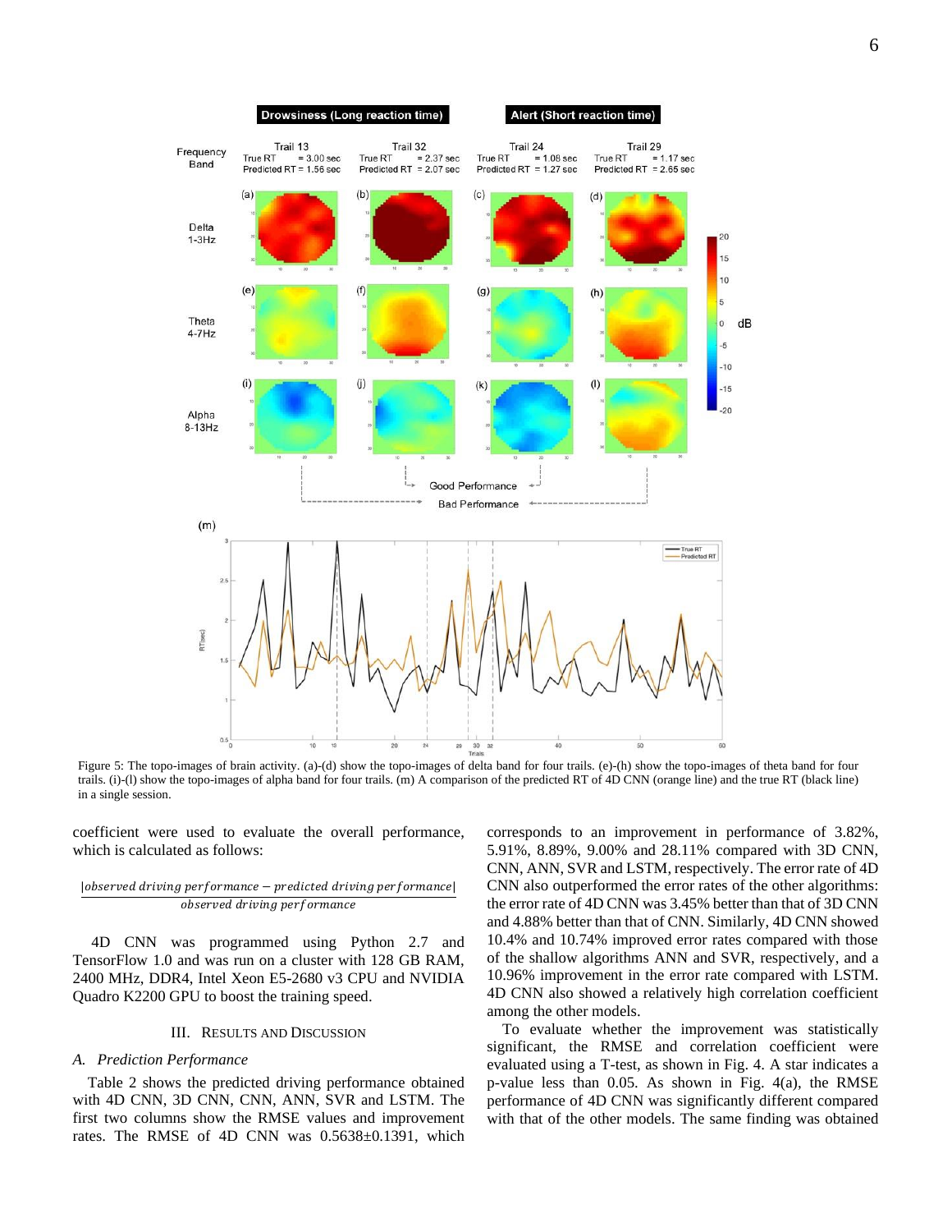Figure 5: The topo-images of brain activity. (a)-(d) show the topo-images of delta band for four trails. (e)-(h) show the topo-images of theta band for four trails. (i)-(l) show the topo-images of alpha band for four trails. (m) A comparison of the predicted RT of 4D CNN (orange line) and the true RT (black line) in a single session.

coefficient were used to evaluate the overall performance, which is calculated as follows:

$$\frac{|observed\ driving\ performance - predicted\ driving\ performance|}{observed\ driving\ performance}$$

4D CNN was programmed using Python 2.7 and TensorFlow 1.0 and was run on a cluster with 128 GB RAM, 2400 MHz, DDR4, Intel Xeon E5-2680 v3 CPU and NVIDIA Quadro K2200 GPU to boost the training speed.

## III. Results and Discussion

### *A. Prediction Performance*

Table 2 shows the predicted driving performance obtained with 4D CNN, 3D CNN, CNN, ANN, SVR and LSTM. The first two columns show the RMSE values and improvement rates. The RMSE of 4D CNN was 0.5638±0.1391, which corresponds to an improvement in performance of 3.82%, 5.91%, 8.89%, 9.00% and 28.11% compared with 3D CNN, CNN, ANN, SVR and LSTM, respectively. The error rate of 4D CNN also outperformed the error rates of the other algorithms: the error rate of 4D CNN was 3.45% better than that of 3D CNN and 4.88% better than that of CNN. Similarly, 4D CNN showed 10.4% and 10.74% improved error rates compared with those of the shallow algorithms ANN and SVR, respectively, and a 10.96% improvement in the error rate compared with LSTM. 4D CNN also showed a relatively high correlation coefficient among the other models.

To evaluate whether the improvement was statistically significant, the RMSE and correlation coefficient were evaluated using a T-test, as shown in Fig. 4. A star indicates a p-value less than 0.05. As shown in Fig. 4(a), the RMSE performance of 4D CNN was significantly different compared with that of the other models. The same finding was obtained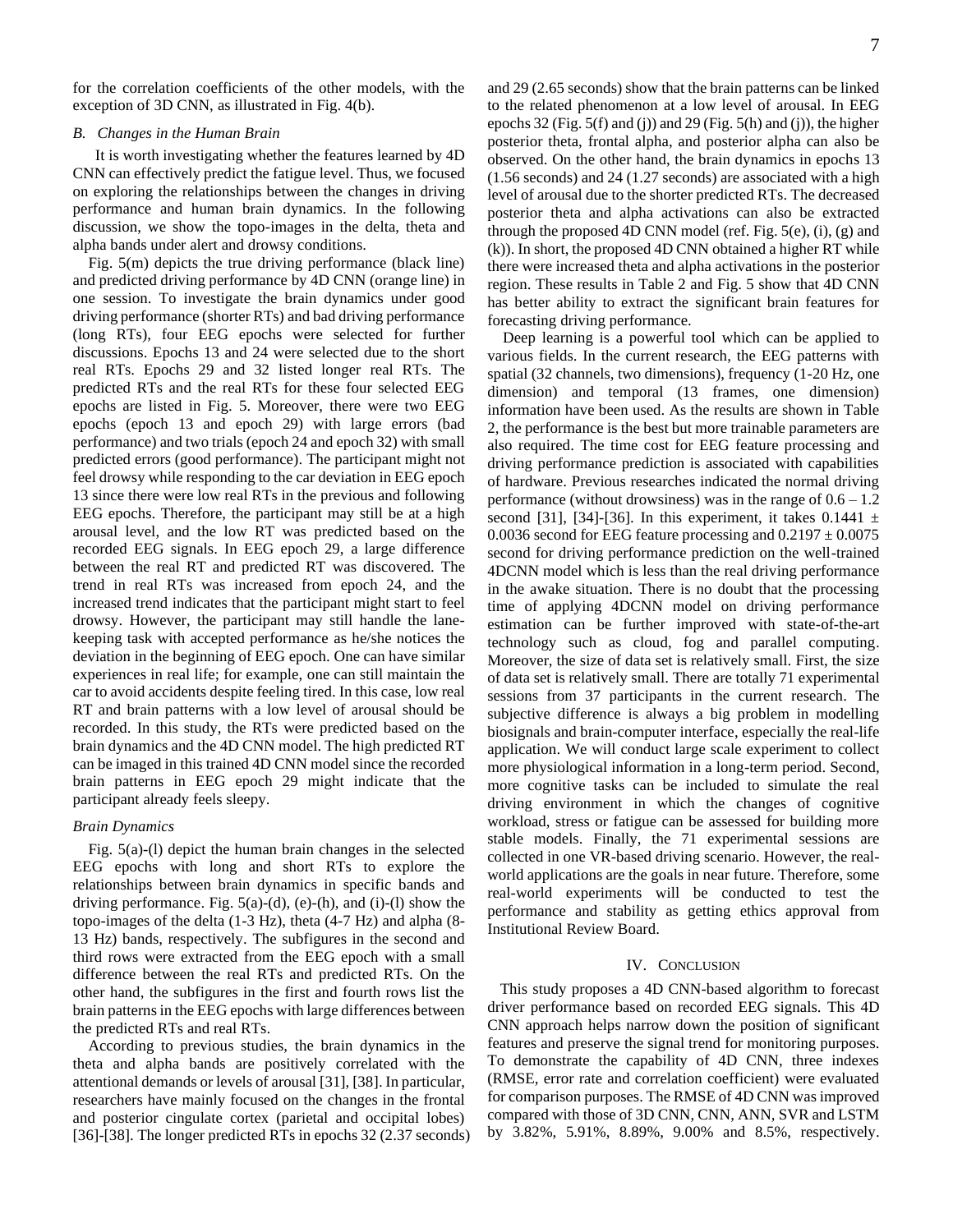for the correlation coefficients of the other models, with the exception of 3D CNN, as illustrated in Fig. 4(b).

### *B. Changes in the Human Brain*

It is worth investigating whether the features learned by 4D CNN can effectively predict the fatigue level. Thus, we focused on exploring the relationships between the changes in driving performance and human brain dynamics. In the following discussion, we show the topo-images in the delta, theta and alpha bands under alert and drowsy conditions.

Fig. 5(m) depicts the true driving performance (black line) and predicted driving performance by 4D CNN (orange line) in one session. To investigate the brain dynamics under good driving performance (shorter RTs) and bad driving performance (long RTs), four EEG epochs were selected for further discussions. Epochs 13 and 24 were selected due to the short real RTs. Epochs 29 and 32 listed longer real RTs. The predicted RTs and the real RTs for these four selected EEG epochs are listed in Fig. 5. Moreover, there were two EEG epochs (epoch 13 and epoch 29) with large errors (bad performance) and two trials (epoch 24 and epoch 32) with small predicted errors (good performance). The participant might not feel drowsy while responding to the car deviation in EEG epoch 13 since there were low real RTs in the previous and following EEG epochs. Therefore, the participant may still be at a high arousal level, and the low RT was predicted based on the recorded EEG signals. In EEG epoch 29, a large difference between the real RT and predicted RT was discovered. The trend in real RTs was increased from epoch 24, and the increased trend indicates that the participant might start to feel drowsy. However, the participant may still handle the lane-keeping task with accepted performance as he/she notices the deviation in the beginning of EEG epoch. One can have similar experiences in real life; for example, one can still maintain the car to avoid accidents despite feeling tired. In this case, low real RT and brain patterns with a low level of arousal should be recorded. In this study, the RTs were predicted based on the brain dynamics and the 4D CNN model. The high predicted RT can be imaged in this trained 4D CNN model since the recorded brain patterns in EEG epoch 29 might indicate that the participant already feels sleepy.

### *Brain Dynamics*

Fig. 5(a)-(l) depict the human brain changes in the selected EEG epochs with long and short RTs to explore the relationships between brain dynamics in specific bands and driving performance. Fig. 5(a)-(d), (e)-(h), and (i)-(l) show the topo-images of the delta (1-3 Hz), theta (4-7 Hz) and alpha (8-13 Hz) bands, respectively. The subfigures in the second and third rows were extracted from the EEG epoch with a small difference between the real RTs and predicted RTs. On the other hand, the subfigures in the first and fourth rows list the brain patterns in the EEG epochs with large differences between the predicted RTs and real RTs.

According to previous studies, the brain dynamics in the theta and alpha bands are positively correlated with the attentional demands or levels of arousal [31], [38]. In particular, researchers have mainly focused on the changes in the frontal and posterior cingulate cortex (parietal and occipital lobes) [36]-[38]. The longer predicted RTs in epochs 32 (2.37 seconds) and 29 (2.65 seconds) show that the brain patterns can be linked to the related phenomenon at a low level of arousal. In EEG epochs 32 (Fig. 5(f) and (j)) and 29 (Fig. 5(h) and (j)), the higher posterior theta, frontal alpha, and posterior alpha can also be observed. On the other hand, the brain dynamics in epochs 13 (1.56 seconds) and 24 (1.27 seconds) are associated with a high level of arousal due to the shorter predicted RTs. The decreased posterior theta and alpha activations can also be extracted through the proposed 4D CNN model (ref. Fig. 5(e), (i), (g) and (k)). In short, the proposed 4D CNN obtained a higher RT while there were increased theta and alpha activations in the posterior region. These results in Table 2 and Fig. 5 show that 4D CNN has better ability to extract the significant brain features for forecasting driving performance.

Deep learning is a powerful tool which can be applied to various fields. In the current research, the EEG patterns with spatial (32 channels, two dimensions), frequency (1-20 Hz, one dimension) and temporal (13 frames, one dimension) information have been used. As the results are shown in Table 2, the performance is the best but more trainable parameters are also required. The time cost for EEG feature processing and driving performance prediction is associated with capabilities of hardware. Previous researches indicated the normal driving performance (without drowsiness) was in the range of 0.6 – 1.2 second [31], [34]-[36]. In this experiment, it takes $0.1441 \pm 0.0036$ second for EEG feature processing and $0.2197 \pm 0.0075$ second for driving performance prediction on the well-trained 4DCNN model which is less than the real driving performance in the awake situation. There is no doubt that the processing time of applying 4DCNN model on driving performance estimation can be further improved with state-of-the-art technology such as cloud, fog and parallel computing. Moreover, the size of data set is relatively small. First, the size of data set is relatively small. There are totally 71 experimental sessions from 37 participants in the current research. The subjective difference is always a big problem in modelling biosignals and brain-computer interface, especially the real-life application. We will conduct large scale experiment to collect more physiological information in a long-term period. Second, more cognitive tasks can be included to simulate the real driving environment in which the changes of cognitive workload, stress or fatigue can be assessed for building more stable models. Finally, the 71 experimental sessions are collected in one VR-based driving scenario. However, the real-world applications are the goals in near future. Therefore, some real-world experiments will be conducted to test the performance and stability as getting ethics approval from Institutional Review Board.

## IV. Conclusion

This study proposes a 4D CNN-based algorithm to forecast driver performance based on recorded EEG signals. This 4D CNN approach helps narrow down the position of significant features and preserve the signal trend for monitoring purposes. To demonstrate the capability of 4D CNN, three indexes (RMSE, error rate and correlation coefficient) were evaluated for comparison purposes. The RMSE of 4D CNN was improved compared with those of 3D CNN, CNN, ANN, SVR and LSTM by 3.82%, 5.91%, 8.89%, 9.00% and 8.5%, respectively.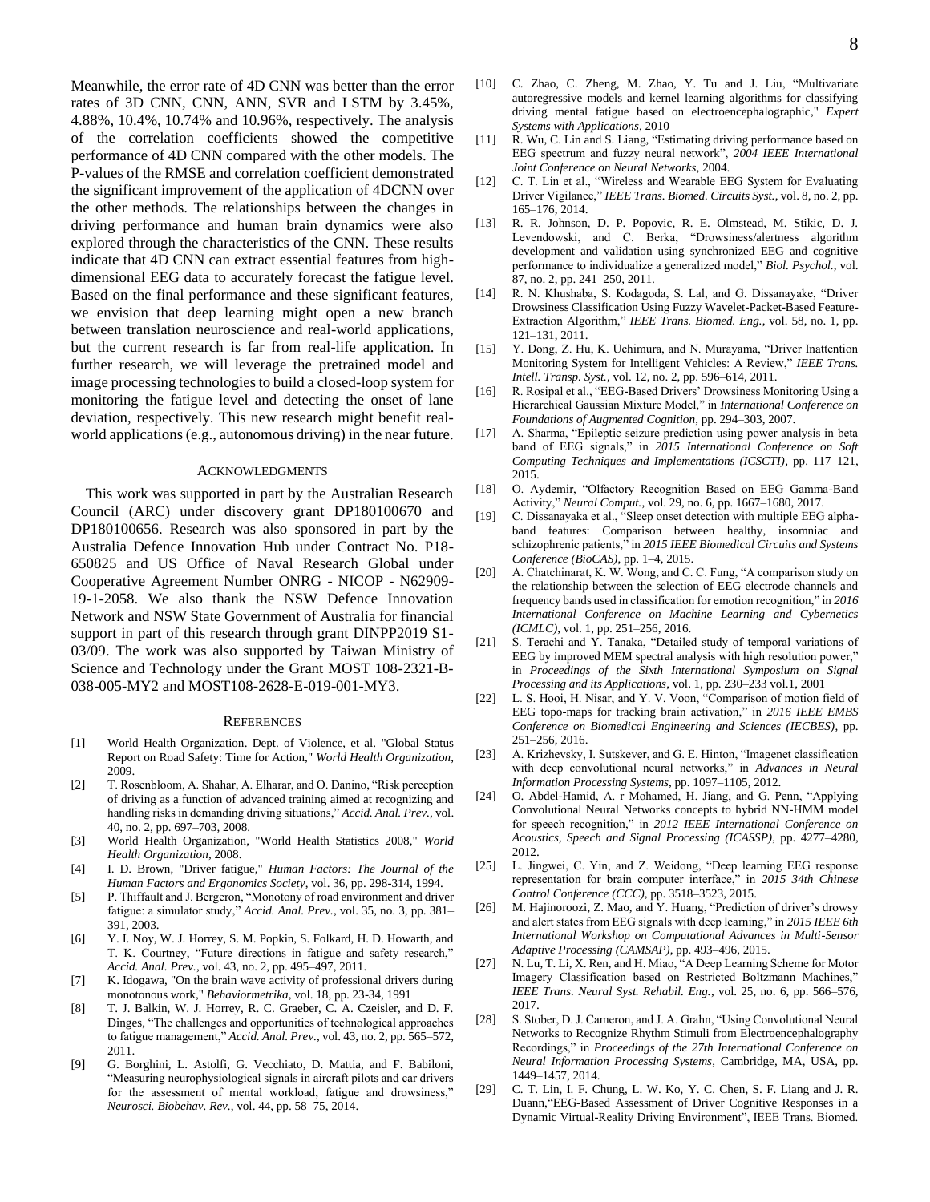Meanwhile, the error rate of 4D CNN was better than the error rates of 3D CNN, CNN, ANN, SVR and LSTM by 3.45%, 4.88%, 10.4%, 10.74% and 10.96%, respectively. The analysis of the correlation coefficients showed the competitive performance of 4D CNN compared with the other models. The P-values of the RMSE and correlation coefficient demonstrated the significant improvement of the application of 4DCNN over the other methods. The relationships between the changes in driving performance and human brain dynamics were also explored through the characteristics of the CNN. These results indicate that 4D CNN can extract essential features from high-dimensional EEG data to accurately forecast the fatigue level. Based on the final performance and these significant features, we envision that deep learning might open a new branch between translation neuroscience and real-world applications, but the current research is far from real-life application. In further research, we will leverage the pretrained model and image processing technologies to build a closed-loop system for monitoring the fatigue level and detecting the onset of lane deviation, respectively. This new research might benefit real-world applications (e.g., autonomous driving) in the near future.

## Acknowledgments

This work was supported in part by the Australian Research Council (ARC) under discovery grant DP180100670 and DP180100656. Research was also sponsored in part by the Australia Defence Innovation Hub under Contract No. P18-650825 and US Office of Naval Research Global under Cooperative Agreement Number ONRG - NICOP - N62909-19-1-2058. We also thank the NSW Defence Innovation Network and NSW State Government of Australia for financial support in part of this research through grant DINPP2019 S1-03/09. The work was also supported by Taiwan Ministry of Science and Technology under the Grant MOST 108-2321-B-038-005-MY2 and MOST108-2628-E-019-001-MY3.

## References

[1] World Health Organization. Dept. of Violence, et al. "Global Status Report on Road Safety: Time for Action," *World Health Organization*, 2009.

[2] T. Rosenbloom, A. Shahar, A. Elharar, and O. Danino, "Risk perception of driving as a function of advanced training aimed at recognizing and handling risks in demanding driving situations," *Accid. Anal. Prev.*, vol. 40, no. 2, pp. 697–703, 2008.

[3] World Health Organization, "World Health Statistics 2008," *World Health Organization*, 2008.

[4] I. D. Brown, "Driver fatigue," *Human Factors: The Journal of the Human Factors and Ergonomics Society*, vol. 36, pp. 298-314, 1994.

[5] P. Thiffault and J. Bergeron, "Monotony of road environment and driver fatigue: a simulator study," *Accid. Anal. Prev.*, vol. 35, no. 3, pp. 381–391, 2003.

[6] Y. I. Noy, W. J. Horrey, S. M. Popkin, S. Folkard, H. D. Howarth, and T. K. Courtney, "Future directions in fatigue and safety research," *Accid. Anal. Prev.*, vol. 43, no. 2, pp. 495–497, 2011.

[7] K. Idogawa, "On the brain wave activity of professional drivers during monotonous work," *Behaviormetrika*, vol. 18, pp. 23-34, 1991

[8] T. J. Balkin, W. J. Horrey, R. C. Graeber, C. A. Czeisler, and D. F. Dinges, "The challenges and opportunities of technological approaches to fatigue management," *Accid. Anal. Prev.*, vol. 43, no. 2, pp. 565–572, 2011.

[9] G. Borghini, L. Astolfi, G. Vecchiato, D. Mattia, and F. Babiloni, "Measuring neurophysiological signals in aircraft pilots and car drivers for the assessment of mental workload, fatigue and drowsiness," *Neurosci. Biobehav. Rev.*, vol. 44, pp. 58–75, 2014.

[10] C. Zhao, C. Zheng, M. Zhao, Y. Tu and J. Liu, "Multivariate autoregressive models and kernel learning algorithms for classifying driving mental fatigue based on electroencephalographic," *Expert Systems with Applications*, 2010

[11] R. Wu, C. Lin and S. Liang, "Estimating driving performance based on EEG spectrum and fuzzy neural network", *2004 IEEE International Joint Conference on Neural Networks*, 2004.

[12] C. T. Lin et al., "Wireless and Wearable EEG System for Evaluating Driver Vigilance," *IEEE Trans. Biomed. Circuits Syst.*, vol. 8, no. 2, pp. 165–176, 2014.

[13] R. R. Johnson, D. P. Popovic, R. E. Olmstead, M. Stikic, D. J. Levendowski, and C. Berka, "Drowsiness/alertness algorithm development and validation using synchronized EEG and cognitive performance to individualize a generalized model," *Biol. Psychol.*, vol. 87, no. 2, pp. 241–250, 2011.

[14] R. N. Khushaba, S. Kodagoda, S. Lal, and G. Dissanayake, "Driver Drowsiness Classification Using Fuzzy Wavelet-Packet-Based Feature-Extraction Algorithm," *IEEE Trans. Biomed. Eng.*, vol. 58, no. 1, pp. 121–131, 2011.

[15] Y. Dong, Z. Hu, K. Uchimura, and N. Murayama, "Driver Inattention Monitoring System for Intelligent Vehicles: A Review," *IEEE Trans. Intell. Transp. Syst.*, vol. 12, no. 2, pp. 596–614, 2011.

[16] R. Rosipal et al., "EEG-Based Drivers' Drowsiness Monitoring Using a Hierarchical Gaussian Mixture Model," in *International Conference on Foundations of Augmented Cognition*, pp. 294–303, 2007.

[17] A. Sharma, "Epileptic seizure prediction using power analysis in beta band of EEG signals," in *2015 International Conference on Soft Computing Techniques and Implementations (ICSCTI)*, pp. 117–121, 2015.

[18] O. Aydemir, "Olfactory Recognition Based on EEG Gamma-Band Activity," *Neural Comput.*, vol. 29, no. 6, pp. 1667–1680, 2017.

[19] C. Dissanayaka et al., "Sleep onset detection with multiple EEG alpha-band features: Comparison between healthy, insomniac and schizophrenic patients," in *2015 IEEE Biomedical Circuits and Systems Conference (BioCAS)*, pp. 1–4, 2015.

[20] A. Chatchinarat, K. W. Wong, and C. C. Fung, "A comparison study on the relationship between the selection of EEG electrode channels and frequency bands used in classification for emotion recognition," in *2016 International Conference on Machine Learning and Cybernetics (ICMLC)*, vol. 1, pp. 251–256, 2016.

[21] S. Terachi and Y. Tanaka, "Detailed study of temporal variations of EEG by improved MEM spectral analysis with high resolution power," in *Proceedings of the Sixth International Symposium on Signal Processing and its Applications*, vol. 1, pp. 230–233 vol.1, 2001

[22] L. S. Hooi, H. Nisar, and Y. V. Voon, "Comparison of motion field of EEG topo-maps for tracking brain activation," in *2016 IEEE EMBS Conference on Biomedical Engineering and Sciences (IECBES)*, pp. 251–256, 2016.

[23] A. Krizhevsky, I. Sutskever, and G. E. Hinton, "Imagenet classification with deep convolutional neural networks," in *Advances in Neural Information Processing Systems*, pp. 1097–1105, 2012.

[24] O. Abdel-Hamid, A. r Mohamed, H. Jiang, and G. Penn, "Applying Convolutional Neural Networks concepts to hybrid NN-HMM model for speech recognition," in *2012 IEEE International Conference on Acoustics, Speech and Signal Processing (ICASSP)*, pp. 4277–4280, 2012.

[25] L. Jingwei, C. Yin, and Z. Weidong, "Deep learning EEG response representation for brain computer interface," in *2015 34th Chinese Control Conference (CCC)*, pp. 3518–3523, 2015.

[26] M. Hajinoroozi, Z. Mao, and Y. Huang, "Prediction of driver's drowsy and alert states from EEG signals with deep learning," in *2015 IEEE 6th International Workshop on Computational Advances in Multi-Sensor Adaptive Processing (CAMSAP)*, pp. 493–496, 2015.

[27] N. Lu, T. Li, X. Ren, and H. Miao, "A Deep Learning Scheme for Motor Imagery Classification based on Restricted Boltzmann Machines," *IEEE Trans. Neural Syst. Rehabil. Eng.*, vol. 25, no. 6, pp. 566–576, 2017.

[28] S. Stober, D. J. Cameron, and J. A. Grahn, "Using Convolutional Neural Networks to Recognize Rhythm Stimuli from Electroencephalography Recordings," in *Proceedings of the 27th International Conference on Neural Information Processing Systems*, Cambridge, MA, USA, pp. 1449–1457, 2014.

[29] C. T. Lin, I. F. Chung, L. W. Ko, Y. C. Chen, S. F. Liang and J. R. Duann,"EEG-Based Assessment of Driver Cognitive Responses in a Dynamic Virtual-Reality Driving Environment", IEEE Trans. Biomed.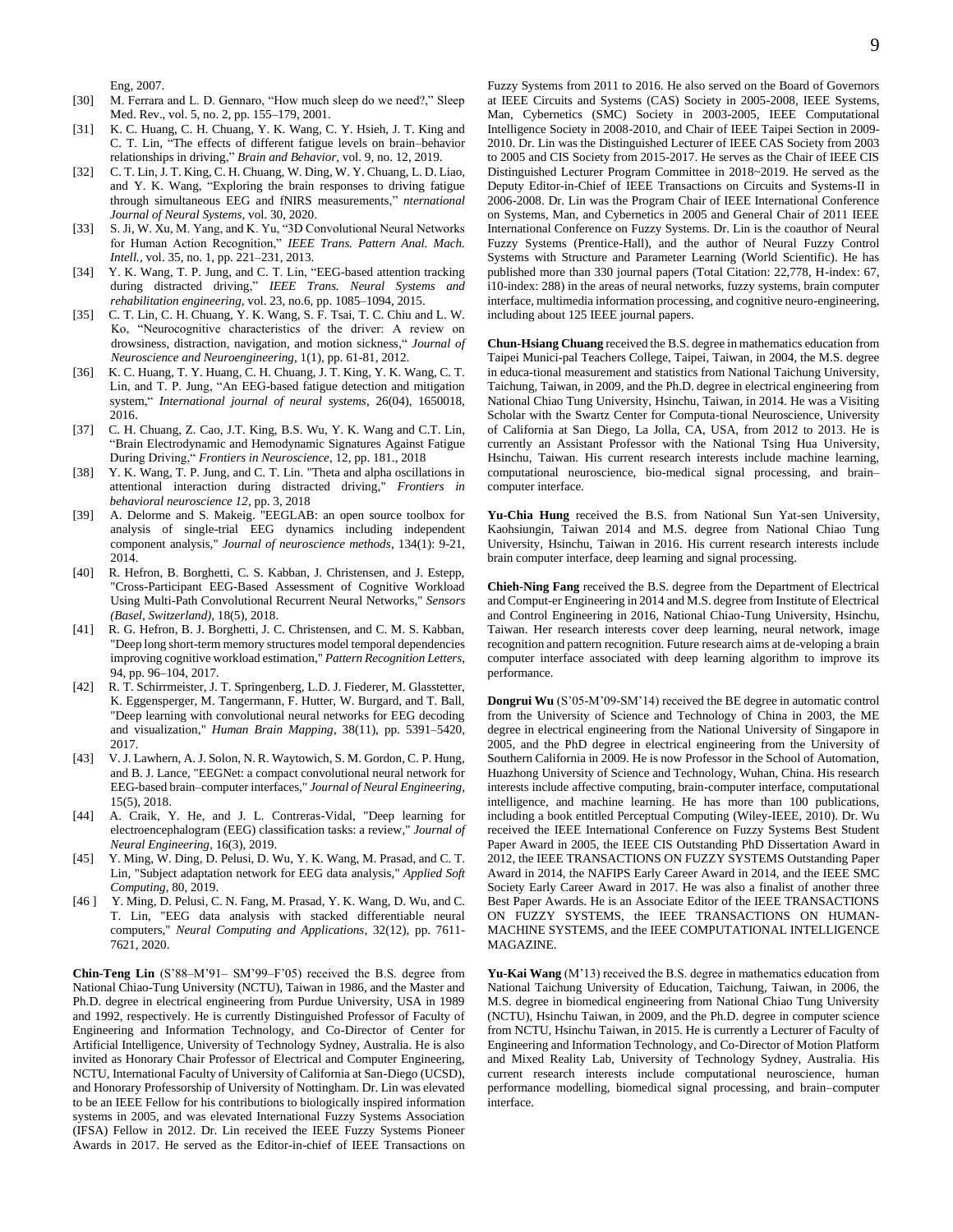Eng, 2007.

[30] M. Ferrara and L. D. Gennaro, "How much sleep do we need?," Sleep Med. Rev., vol. 5, no. 2, pp. 155–179, 2001.

[31] K. C. Huang, C. H. Chuang, Y. K. Wang, C. Y. Hsieh, J. T. King and C. T. Lin, "The effects of different fatigue levels on brain–behavior relationships in driving," *Brain and Behavior*, vol. 9, no. 12, 2019.

[32] C. T. Lin, J. T. King, C. H. Chuang, W. Ding, W. Y. Chuang, L. D. Liao, and Y. K. Wang, "Exploring the brain responses to driving fatigue through simultaneous EEG and fNIRS measurements," *nternational Journal of Neural Systems*, vol. 30, 2020.

[33] S. Ji, W. Xu, M. Yang, and K. Yu, "3D Convolutional Neural Networks for Human Action Recognition," *IEEE Trans. Pattern Anal. Mach. Intell.*, vol. 35, no. 1, pp. 221–231, 2013.

[34] Y. K. Wang, T. P. Jung, and C. T. Lin, "EEG-based attention tracking during distracted driving," *IEEE Trans. Neural Systems and rehabilitation engineering*, vol. 23, no.6, pp. 1085–1094, 2015.

[35] C. T. Lin, C. H. Chuang, Y. K. Wang, S. F. Tsai, T. C. Chiu and L. W. Ko, "Neurocognitive characteristics of the driver: A review on drowsiness, distraction, navigation, and motion sickness," *Journal of Neuroscience and Neuroengineering*, 1(1), pp. 61-81, 2012.

[36] K. C. Huang, T. Y. Huang, C. H. Chuang, J. T. King, Y. K. Wang, C. T. Lin, and T. P. Jung, "An EEG-based fatigue detection and mitigation system," *International journal of neural systems*, 26(04), 1650018, 2016.

[37] C. H. Chuang, Z. Cao, J.T. King, B.S. Wu, Y. K. Wang and C.T. Lin, "Brain Electrodynamic and Hemodynamic Signatures Against Fatigue During Driving," *Frontiers in Neuroscience*, 12, pp. 181., 2018

[38] Y. K. Wang, T. P. Jung, and C. T. Lin. "Theta and alpha oscillations in attentional interaction during distracted driving," *Frontiers in behavioral neuroscience 12*, pp. 3, 2018

[39] A. Delorme and S. Makeig. "EEGLAB: an open source toolbox for analysis of single-trial EEG dynamics including independent component analysis," *Journal of neuroscience methods*, 134(1): 9-21, 2014.

[40] R. Hefron, B. Borghetti, C. S. Kabban, J. Christensen, and J. Estepp, "Cross-Participant EEG-Based Assessment of Cognitive Workload Using Multi-Path Convolutional Recurrent Neural Networks," *Sensors (Basel, Switzerland)*, 18(5), 2018.

[41] R. G. Hefron, B. J. Borghetti, J. C. Christensen, and C. M. S. Kabban, "Deep long short-term memory structures model temporal dependencies improving cognitive workload estimation," *Pattern Recognition Letters*, 94, pp. 96–104, 2017.

[42] R. T. Schirrmeister, J. T. Springenberg, L.D. J. Fiederer, M. Glasstetter, K. Eggensperger, M. Tangermann, F. Hutter, W. Burgard, and T. Ball, "Deep learning with convolutional neural networks for EEG decoding and visualization," *Human Brain Mapping*, 38(11), pp. 5391–5420, 2017.

[43] V. J. Lawhern, A. J. Solon, N. R. Waytowich, S. M. Gordon, C. P. Hung, and B. J. Lance, "EEGNet: a compact convolutional neural network for EEG-based brain–computer interfaces," *Journal of Neural Engineering*, 15(5), 2018.

[44] A. Craik, Y. He, and J. L. Contreras-Vidal, "Deep learning for electroencephalogram (EEG) classification tasks: a review," *Journal of Neural Engineering*, 16(3), 2019.

[45] Y. Ming, W. Ding, D. Pelusi, D. Wu, Y. K. Wang, M. Prasad, and C. T. Lin, "Subject adaptation network for EEG data analysis," *Applied Soft Computing*, 80, 2019.

[46 ] Y. Ming, D. Pelusi, C. N. Fang, M. Prasad, Y. K. Wang, D. Wu, and C. T. Lin, "EEG data analysis with stacked differentiable neural computers," *Neural Computing and Applications*, 32(12), pp. 7611-7621, 2020.

**Chin-Teng Lin** (S'88–M'91– SM'99–F'05) received the B.S. degree from National Chiao-Tung University (NCTU), Taiwan in 1986, and the Master and Ph.D. degree in electrical engineering from Purdue University, USA in 1989 and 1992, respectively. He is currently Distinguished Professor of Faculty of Engineering and Information Technology, and Co-Director of Center for Artificial Intelligence, University of Technology Sydney, Australia. He is also invited as Honorary Chair Professor of Electrical and Computer Engineering, NCTU, International Faculty of University of California at San-Diego (UCSD), and Honorary Professorship of University of Nottingham. Dr. Lin was elevated to be an IEEE Fellow for his contributions to biologically inspired information systems in 2005, and was elevated International Fuzzy Systems Association (IFSA) Fellow in 2012. Dr. Lin received the IEEE Fuzzy Systems Pioneer Awards in 2017. He served as the Editor-in-chief of IEEE Transactions on Fuzzy Systems from 2011 to 2016. He also served on the Board of Governors at IEEE Circuits and Systems (CAS) Society in 2005-2008, IEEE Systems, Man, Cybernetics (SMC) Society in 2003-2005, IEEE Computational Intelligence Society in 2008-2010, and Chair of IEEE Taipei Section in 2009-2010. Dr. Lin was the Distinguished Lecturer of IEEE CAS Society from 2003 to 2005 and CIS Society from 2015-2017. He serves as the Chair of IEEE CIS Distinguished Lecturer Program Committee in 2018~2019. He served as the Deputy Editor-in-Chief of IEEE Transactions on Circuits and Systems-II in 2006-2008. Dr. Lin was the Program Chair of IEEE International Conference on Systems, Man, and Cybernetics in 2005 and General Chair of 2011 IEEE International Conference on Fuzzy Systems. Dr. Lin is the coauthor of Neural Fuzzy Systems (Prentice-Hall), and the author of Neural Fuzzy Control Systems with Structure and Parameter Learning (World Scientific). He has published more than 330 journal papers (Total Citation: 22,778, H-index: 67, i10-index: 288) in the areas of neural networks, fuzzy systems, brain computer interface, multimedia information processing, and cognitive neuro-engineering, including about 125 IEEE journal papers.

**Chun-Hsiang Chuang** received the B.S. degree in mathematics education from Taipei Munici-pal Teachers College, Taipei, Taiwan, in 2004, the M.S. degree in educa-tional measurement and statistics from National Taichung University, Taichung, Taiwan, in 2009, and the Ph.D. degree in electrical engineering from National Chiao Tung University, Hsinchu, Taiwan, in 2014. He was a Visiting Scholar with the Swartz Center for Computa-tional Neuroscience, University of California at San Diego, La Jolla, CA, USA, from 2012 to 2013. He is currently an Assistant Professor with the National Tsing Hua University, Hsinchu, Taiwan. His current research interests include machine learning, computational neuroscience, bio-medical signal processing, and brain–computer interface.

**Yu-Chia Hung** received the B.S. from National Sun Yat-sen University, Kaohsiungin, Taiwan 2014 and M.S. degree from National Chiao Tung University, Hsinchu, Taiwan in 2016. His current research interests include brain computer interface, deep learning and signal processing.

**Chieh-Ning Fang** received the B.S. degree from the Department of Electrical and Comput-er Engineering in 2014 and M.S. degree from Institute of Electrical and Control Engineering in 2016, National Chiao-Tung University, Hsinchu, Taiwan. Her research interests cover deep learning, neural network, image recognition and pattern recognition. Future research aims at de-veloping a brain computer interface associated with deep learning algorithm to improve its performance.

**Dongrui Wu** (S'05-M'09-SM'14) received the BE degree in automatic control from the University of Science and Technology of China in 2003, the ME degree in electrical engineering from the National University of Singapore in 2005, and the PhD degree in electrical engineering from the University of Southern California in 2009. He is now Professor in the School of Automation, Huazhong University of Science and Technology, Wuhan, China. His research interests include affective computing, brain-computer interface, computational intelligence, and machine learning. He has more than 100 publications, including a book entitled Perceptual Computing (Wiley-IEEE, 2010). Dr. Wu received the IEEE International Conference on Fuzzy Systems Best Student Paper Award in 2005, the IEEE CIS Outstanding PhD Dissertation Award in 2012, the IEEE TRANSACTIONS ON FUZZY SYSTEMS Outstanding Paper Award in 2014, the NAFIPS Early Career Award in 2014, and the IEEE SMC Society Early Career Award in 2017. He was also a finalist of another three Best Paper Awards. He is an Associate Editor of the IEEE TRANSACTIONS ON FUZZY SYSTEMS, the IEEE TRANSACTIONS ON HUMAN-MACHINE SYSTEMS, and the IEEE COMPUTATIONAL INTELLIGENCE MAGAZINE.

**Yu-Kai Wang** (M'13) received the B.S. degree in mathematics education from National Taichung University of Education, Taichung, Taiwan, in 2006, the M.S. degree in biomedical engineering from National Chiao Tung University (NCTU), Hsinchu Taiwan, in 2009, and the Ph.D. degree in computer science from NCTU, Hsinchu Taiwan, in 2015. He is currently a Lecturer of Faculty of Engineering and Information Technology, and Co-Director of Motion Platform and Mixed Reality Lab, University of Technology Sydney, Australia. His current research interests include computational neuroscience, human performance modelling, biomedical signal processing, and brain–computer interface.